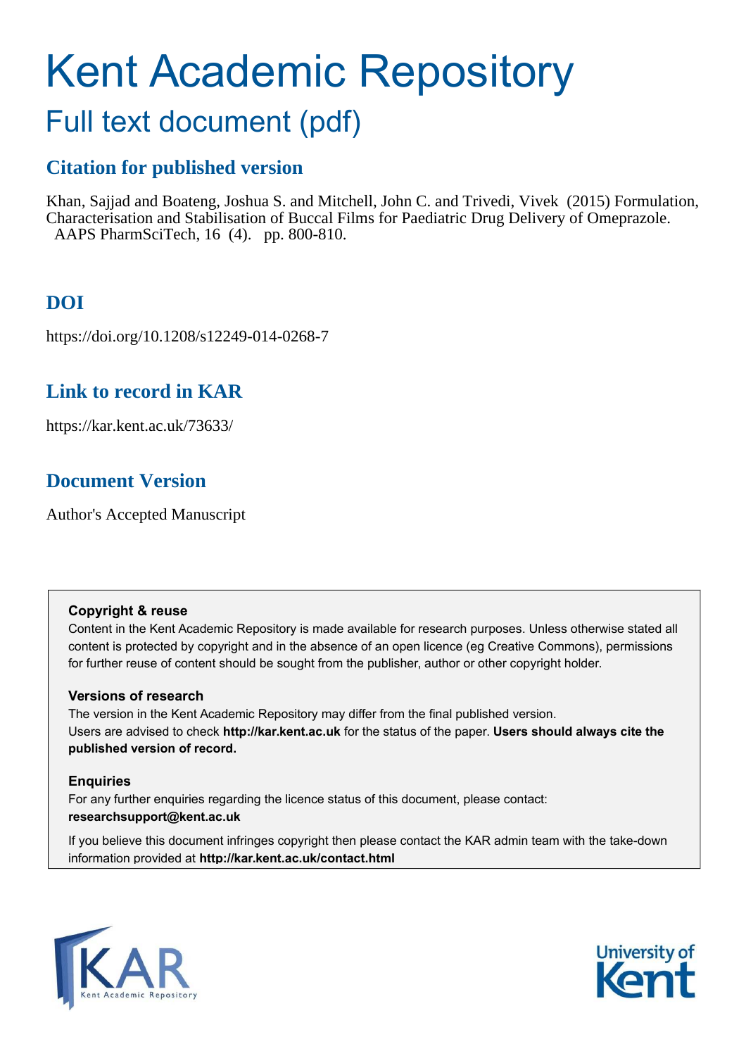# Kent Academic Repository

## Full text document (pdf)

### Citation for published version

Khan, Sajjad and Boateng, Joshua S. and Mitchell, John C. and Trivedi, Vivek (2015) Formulation, Characterisation and Stabilisation of Buccal Films for Paediatric Drug Delivery of Omeprazole. AAPS PharmSciTech, 16 (4). pp. 800-810.

### DOI

https://doi.org/10.1208/s12249-014-0268-7

### Link to record in KAR

https://kar.kent.ac.uk/73633/

### Document Version

Author's Accepted Manuscript

**Copyright & reuse**

Content in the Kent Academic Repository is made available for research purposes. Unless otherwise stated all content is protected by copyright and in the absence of an open licence (eg Creative Commons), permissions for further reuse of content should be sought from the publisher, author or other copyright holder.

**Versions of research**

The version in the Kent Academic Repository may differ from the final published version. Users are advised to check **http://kar.kent.ac.uk** for the status of the paper. **Users should always cite the published version of record.**

**Enquiries**

For any further enquiries regarding the licence status of this document, please contact: **researchsupport@kent.ac.uk**

If you believe this document infringes copyright then please contact the KAR admin team with the take-down information provided at **http://kar.kent.ac.uk/contact.html**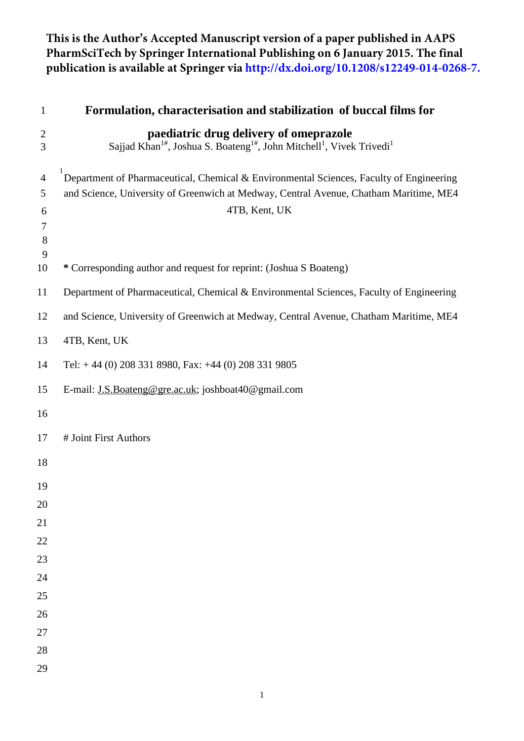**This is the Author's Accepted Manuscript version of a paper published in AAPS PharmSciTech by Springer International Publishing on 6 January 2015. The final publication is available at Springer via http://dx.doi.org/10.1208/s12249-014-0268-7.**

# Formulation, characterisation and stabilization of buccal films for paediatric drug delivery of omeprazole

Sajjad Khan[1#], Joshua S. Boateng[1#], John Mitchell[1], Vivek Trivedi[1]

[1] Department of Pharmaceutical, Chemical & Environmental Sciences, Faculty of Engineering and Science, University of Greenwich at Medway, Central Avenue, Chatham Maritime, ME4 4TB, Kent, UK

**\*** Corresponding author and request for reprint: (Joshua S Boateng)

Department of Pharmaceutical, Chemical & Environmental Sciences, Faculty of Engineering and Science, University of Greenwich at Medway, Central Avenue, Chatham Maritime, ME4 4TB, Kent, UK

Tel: + 44 (0) 208 331 8980, Fax: +44 (0) 208 331 9805

E-mail: J.S.Boateng@gre.ac.uk; joshboat40@gmail.com

# Joint First Authors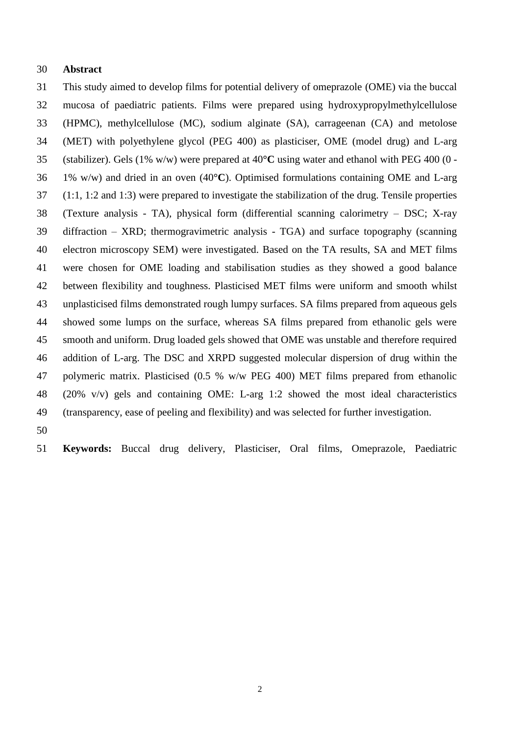## Abstract

This study aimed to develop films for potential delivery of omeprazole (OME) via the buccal mucosa of paediatric patients. Films were prepared using hydroxypropylmethylcellulose (HPMC), methylcellulose (MC), sodium alginate (SA), carrageenan (CA) and metolose (MET) with polyethylene glycol (PEG 400) as plasticiser, OME (model drug) and L-arg (stabilizer). Gels (1% w/w) were prepared at 40°**C** using water and ethanol with PEG 400 (0 - 1% w/w) and dried in an oven (40°**C**). Optimised formulations containing OME and L-arg (1:1, 1:2 and 1:3) were prepared to investigate the stabilization of the drug. Tensile properties (Texture analysis - TA), physical form (differential scanning calorimetry – DSC; X-ray diffraction – XRD; thermogravimetric analysis - TGA) and surface topography (scanning electron microscopy SEM) were investigated. Based on the TA results, SA and MET films were chosen for OME loading and stabilisation studies as they showed a good balance between flexibility and toughness. Plasticised MET films were uniform and smooth whilst unplasticised films demonstrated rough lumpy surfaces. SA films prepared from aqueous gels showed some lumps on the surface, whereas SA films prepared from ethanolic gels were smooth and uniform. Drug loaded gels showed that OME was unstable and therefore required addition of L-arg. The DSC and XRPD suggested molecular dispersion of drug within the polymeric matrix. Plasticised (0.5 % w/w PEG 400) MET films prepared from ethanolic (20% v/v) gels and containing OME: L-arg 1:2 showed the most ideal characteristics (transparency, ease of peeling and flexibility) and was selected for further investigation.

**Keywords:** Buccal drug delivery, Plasticiser, Oral films, Omeprazole, Paediatric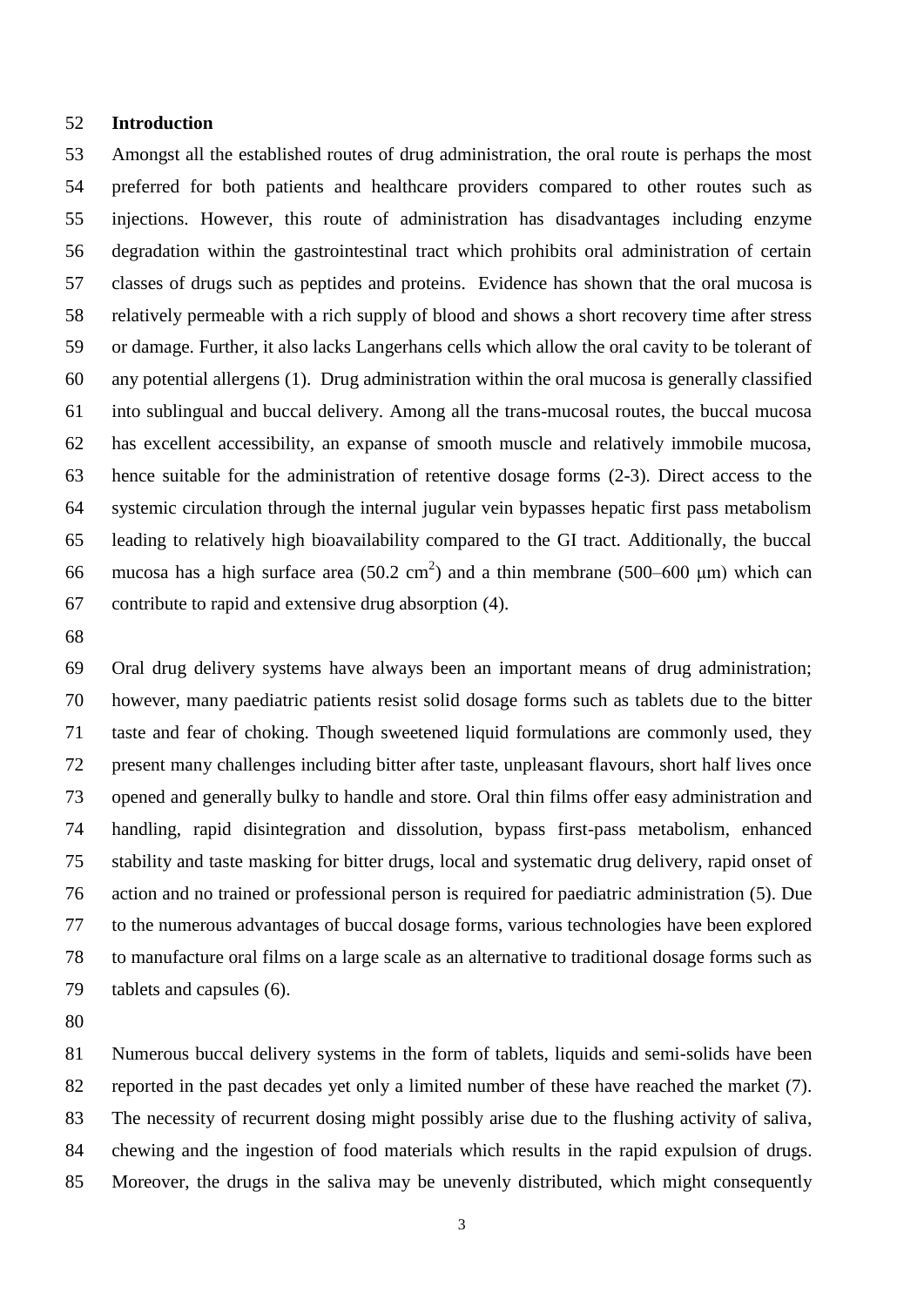## Introduction

Amongst all the established routes of drug administration, the oral route is perhaps the most preferred for both patients and healthcare providers compared to other routes such as injections. However, this route of administration has disadvantages including enzyme degradation within the gastrointestinal tract which prohibits oral administration of certain classes of drugs such as peptides and proteins. Evidence has shown that the oral mucosa is relatively permeable with a rich supply of blood and shows a short recovery time after stress or damage. Further, it also lacks Langerhans cells which allow the oral cavity to be tolerant of any potential allergens (1). Drug administration within the oral mucosa is generally classified into sublingual and buccal delivery. Among all the trans-mucosal routes, the buccal mucosa has excellent accessibility, an expanse of smooth muscle and relatively immobile mucosa, hence suitable for the administration of retentive dosage forms (2-3). Direct access to the systemic circulation through the internal jugular vein bypasses hepatic first pass metabolism leading to relatively high bioavailability compared to the GI tract. Additionally, the buccal mucosa has a high surface area (50.2 $cm^2$) and a thin membrane (500–600 μm) which can contribute to rapid and extensive drug absorption (4).

Oral drug delivery systems have always been an important means of drug administration; however, many paediatric patients resist solid dosage forms such as tablets due to the bitter taste and fear of choking. Though sweetened liquid formulations are commonly used, they present many challenges including bitter after taste, unpleasant flavours, short half lives once opened and generally bulky to handle and store. Oral thin films offer easy administration and handling, rapid disintegration and dissolution, bypass first-pass metabolism, enhanced stability and taste masking for bitter drugs, local and systematic drug delivery, rapid onset of action and no trained or professional person is required for paediatric administration (5). Due to the numerous advantages of buccal dosage forms, various technologies have been explored to manufacture oral films on a large scale as an alternative to traditional dosage forms such as tablets and capsules (6).

Numerous buccal delivery systems in the form of tablets, liquids and semi-solids have been reported in the past decades yet only a limited number of these have reached the market (7). The necessity of recurrent dosing might possibly arise due to the flushing activity of saliva, chewing and the ingestion of food materials which results in the rapid expulsion of drugs. Moreover, the drugs in the saliva may be unevenly distributed, which might consequently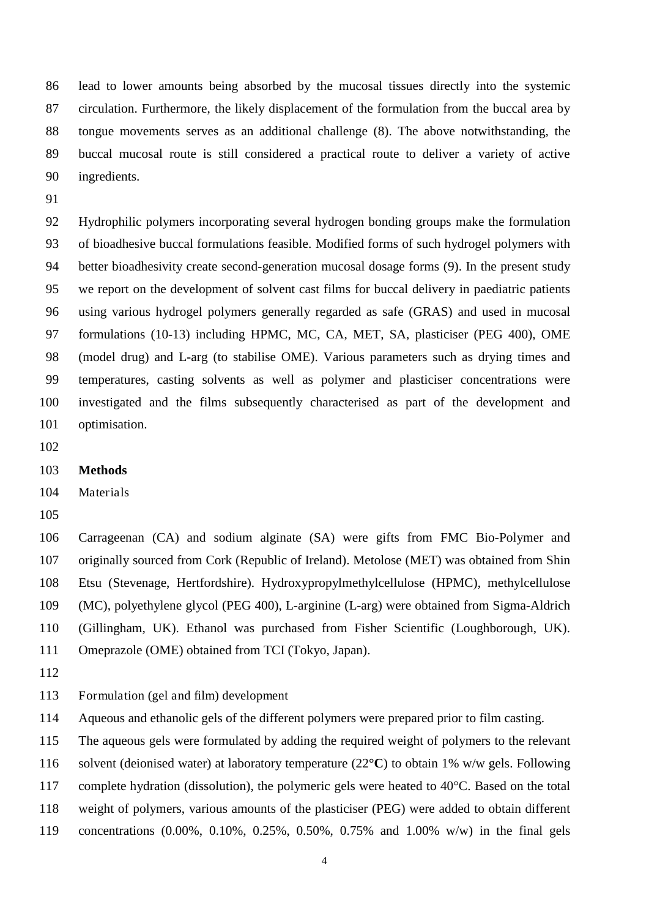lead to lower amounts being absorbed by the mucosal tissues directly into the systemic circulation. Furthermore, the likely displacement of the formulation from the buccal area by tongue movements serves as an additional challenge (8). The above notwithstanding, the buccal mucosal route is still considered a practical route to deliver a variety of active ingredients.

Hydrophilic polymers incorporating several hydrogen bonding groups make the formulation of bioadhesive buccal formulations feasible. Modified forms of such hydrogel polymers with better bioadhesivity create second-generation mucosal dosage forms (9). In the present study we report on the development of solvent cast films for buccal delivery in paediatric patients using various hydrogel polymers generally regarded as safe (GRAS) and used in mucosal formulations (10-13) including HPMC, MC, CA, MET, SA, plasticiser (PEG 400), OME (model drug) and L-arg (to stabilise OME). Various parameters such as drying times and temperatures, casting solvents as well as polymer and plasticiser concentrations were investigated and the films subsequently characterised as part of the development and optimisation.

## Methods

### Materials

Carrageenan (CA) and sodium alginate (SA) were gifts from FMC Bio-Polymer and originally sourced from Cork (Republic of Ireland). Metolose (MET) was obtained from Shin Etsu (Stevenage, Hertfordshire). Hydroxypropylmethylcellulose (HPMC), methylcellulose (MC), polyethylene glycol (PEG 400), L-arginine (L-arg) were obtained from Sigma-Aldrich (Gillingham, UK). Ethanol was purchased from Fisher Scientific (Loughborough, UK). Omeprazole (OME) obtained from TCI (Tokyo, Japan).

### Formulation (gel and film) development

Aqueous and ethanolic gels of the different polymers were prepared prior to film casting. The aqueous gels were formulated by adding the required weight of polymers to the relevant solvent (deionised water) at laboratory temperature (22°**C**) to obtain 1% w/w gels. Following complete hydration (dissolution), the polymeric gels were heated to 40°C. Based on the total weight of polymers, various amounts of the plasticiser (PEG) were added to obtain different concentrations (0.00%, 0.10%, 0.25%, 0.50%, 0.75% and 1.00% w/w) in the final gels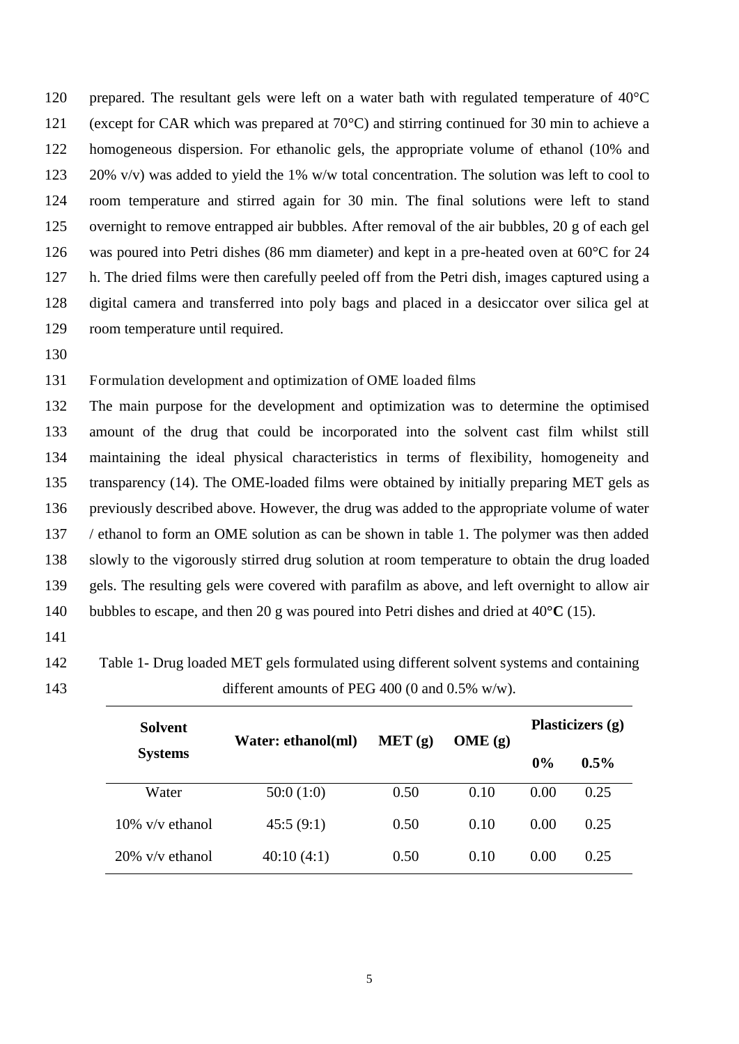prepared. The resultant gels were left on a water bath with regulated temperature of 40°C (except for CAR which was prepared at 70°C) and stirring continued for 30 min to achieve a homogeneous dispersion. For ethanolic gels, the appropriate volume of ethanol (10% and 20% v/v) was added to yield the 1% w/w total concentration. The solution was left to cool to room temperature and stirred again for 30 min. The final solutions were left to stand overnight to remove entrapped air bubbles. After removal of the air bubbles, 20 g of each gel was poured into Petri dishes (86 mm diameter) and kept in a pre-heated oven at 60°C for 24 h. The dried films were then carefully peeled off from the Petri dish, images captured using a digital camera and transferred into poly bags and placed in a desiccator over silica gel at room temperature until required.

Formulation development and optimization of OME loaded films

The main purpose for the development and optimization was to determine the optimised amount of the drug that could be incorporated into the solvent cast film whilst still maintaining the ideal physical characteristics in terms of flexibility, homogeneity and transparency (14). The OME-loaded films were obtained by initially preparing MET gels as previously described above. However, the drug was added to the appropriate volume of water / ethanol to form an OME solution as can be shown in table 1. The polymer was then added slowly to the vigorously stirred drug solution at room temperature to obtain the drug loaded gels. The resulting gels were covered with parafilm as above, and left overnight to allow air bubbles to escape, and then 20 g was poured into Petri dishes and dried at 40°**C** (15).

Table 1- Drug loaded MET gels formulated using different solvent systems and containing different amounts of PEG 400 (0 and 0.5% w/w).

| **Solvent Systems** | **Water: ethanol(ml)** | **MET (g)** | **OME (g)** | **Plasticizers (g)** | |
|---|---|---|---|---|---|
| | | | | **0%** | **0.5%** |
| Water | 50:0 (1:0) | 0.50 | 0.10 | 0.00 | 0.25 |
| 10% v/v ethanol | 45:5 (9:1) | 0.50 | 0.10 | 0.00 | 0.25 |
| 20% v/v ethanol | 40:10 (4:1) | 0.50 | 0.10 | 0.00 | 0.25 |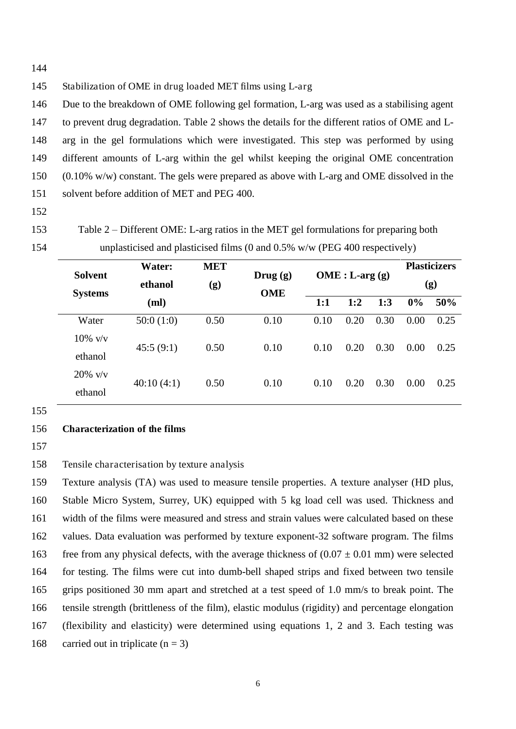Stabilization of OME in drug loaded MET films using L-arg

Due to the breakdown of OME following gel formation, L-arg was used as a stabilising agent to prevent drug degradation. Table 2 shows the details for the different ratios of OME and L-arg in the gel formulations which were investigated. This step was performed by using different amounts of L-arg within the gel whilst keeping the original OME concentration (0.10% w/w) constant. The gels were prepared as above with L-arg and OME dissolved in the solvent before addition of MET and PEG 400.

Table 2 – Different OME: L-arg ratios in the MET gel formulations for preparing both unplasticised and plasticised films (0 and 0.5% w/w (PEG 400 respectively)

| **Solvent Systems** | **Water: ethanol (ml)** | **MET (g)** | **Drug (g) OME** | **OME : L-arg (g)** | | | **Plasticizers (g)** | |
|---|---|---|---|---|---|---|---|---|
| | | | | **1:1** | **1:2** | **1:3** | **0%** | **50%** |
| Water | 50:0 (1:0) | 0.50 | 0.10 | 0.10 | 0.20 | 0.30 | 0.00 | 0.25 |
| 10% v/v ethanol | 45:5 (9:1) | 0.50 | 0.10 | 0.10 | 0.20 | 0.30 | 0.00 | 0.25 |
| 20% v/v ethanol | 40:10 (4:1) | 0.50 | 0.10 | 0.10 | 0.20 | 0.30 | 0.00 | 0.25 |

**Characterization of the films**

Tensile characterisation by texture analysis

Texture analysis (TA) was used to measure tensile properties. A texture analyser (HD plus, Stable Micro System, Surrey, UK) equipped with 5 kg load cell was used. Thickness and width of the films were measured and stress and strain values were calculated based on these values. Data evaluation was performed by texture exponent-32 software program. The films free from any physical defects, with the average thickness of ($0.07 \pm 0.01$ mm) were selected for testing. The films were cut into dumb-bell shaped strips and fixed between two tensile grips positioned 30 mm apart and stretched at a test speed of 1.0 mm/s to break point. The tensile strength (brittleness of the film), elastic modulus (rigidity) and percentage elongation (flexibility and elasticity) were determined using equations 1, 2 and 3. Each testing was carried out in triplicate ($n = 3$)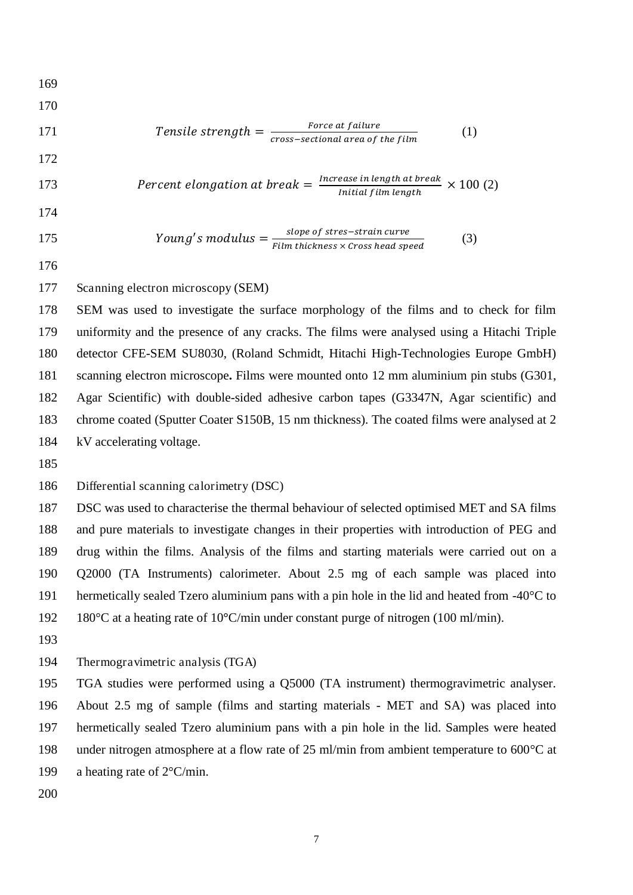$$Tensile\ strength = \frac{Force\ at\ failure}{cross\text{-}sectional\ area\ of\ the\ film} \quad (1)$$

$$Percent\ elongation\ at\ break = \frac{Increase\ in\ length\ at\ break}{Initial\ film\ length} \times 100 \quad (2)$$

$$Young's\ modulus = \frac{slope\ of\ stres\text{-}strain\ curve}{Film\ thickness \times Cross\ head\ speed} \quad (3)$$

Scanning electron microscopy (SEM)

SEM was used to investigate the surface morphology of the films and to check for film uniformity and the presence of any cracks. The films were analysed using a Hitachi Triple detector CFE-SEM SU8030, (Roland Schmidt, Hitachi High-Technologies Europe GmbH) scanning electron microscope**.** Films were mounted onto 12 mm aluminium pin stubs (G301, Agar Scientific) with double-sided adhesive carbon tapes (G3347N, Agar scientific) and chrome coated (Sputter Coater S150B, 15 nm thickness). The coated films were analysed at 2 kV accelerating voltage.

Differential scanning calorimetry (DSC)

DSC was used to characterise the thermal behaviour of selected optimised MET and SA films and pure materials to investigate changes in their properties with introduction of PEG and drug within the films. Analysis of the films and starting materials were carried out on a Q2000 (TA Instruments) calorimeter. About 2.5 mg of each sample was placed into hermetically sealed Tzero aluminium pans with a pin hole in the lid and heated from -40°C to 180°C at a heating rate of 10°C/min under constant purge of nitrogen (100 ml/min).

Thermogravimetric analysis (TGA)

TGA studies were performed using a Q5000 (TA instrument) thermogravimetric analyser. About 2.5 mg of sample (films and starting materials - MET and SA) was placed into hermetically sealed Tzero aluminium pans with a pin hole in the lid. Samples were heated under nitrogen atmosphere at a flow rate of 25 ml/min from ambient temperature to 600°C at a heating rate of 2°C/min.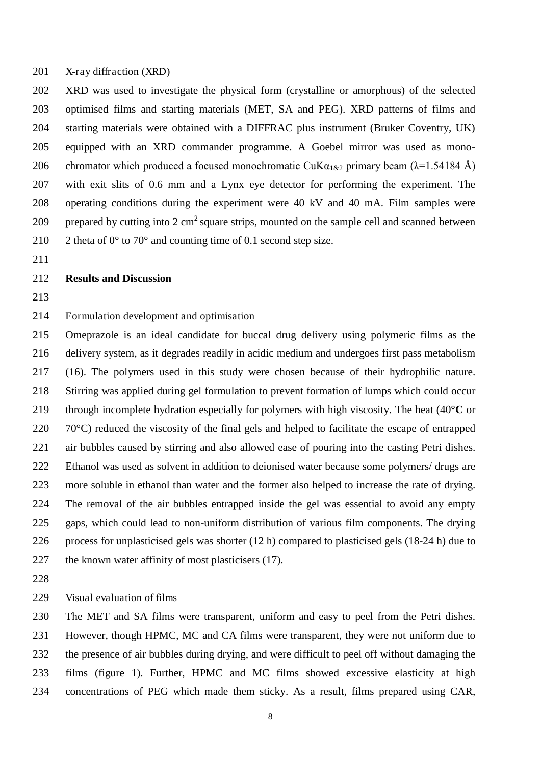### X-ray diffraction (XRD)

XRD was used to investigate the physical form (crystalline or amorphous) of the selected optimised films and starting materials (MET, SA and PEG). XRD patterns of films and starting materials were obtained with a DIFFRAC plus instrument (Bruker Coventry, UK) equipped with an XRD commander programme. A Goebel mirror was used as mono-chromator which produced a focused monochromatic CuK$\alpha_{1\&2}$ primary beam ($\lambda$=1.54184 Å) with exit slits of 0.6 mm and a Lynx eye detector for performing the experiment. The operating conditions during the experiment were 40 kV and 40 mA. Film samples were prepared by cutting into 2 $cm^2$ square strips, mounted on the sample cell and scanned between 2 theta of 0° to 70° and counting time of 0.1 second step size.

## Results and Discussion

### Formulation development and optimisation

Omeprazole is an ideal candidate for buccal drug delivery using polymeric films as the delivery system, as it degrades readily in acidic medium and undergoes first pass metabolism (16). The polymers used in this study were chosen because of their hydrophilic nature. Stirring was applied during gel formulation to prevent formation of lumps which could occur through incomplete hydration especially for polymers with high viscosity. The heat (40**°C** or 70°C) reduced the viscosity of the final gels and helped to facilitate the escape of entrapped air bubbles caused by stirring and also allowed ease of pouring into the casting Petri dishes. Ethanol was used as solvent in addition to deionised water because some polymers/ drugs are more soluble in ethanol than water and the former also helped to increase the rate of drying. The removal of the air bubbles entrapped inside the gel was essential to avoid any empty gaps, which could lead to non-uniform distribution of various film components. The drying process for unplasticised gels was shorter (12 h) compared to plasticised gels (18-24 h) due to the known water affinity of most plasticisers (17).

### Visual evaluation of films

The MET and SA films were transparent, uniform and easy to peel from the Petri dishes. However, though HPMC, MC and CA films were transparent, they were not uniform due to the presence of air bubbles during drying, and were difficult to peel off without damaging the films (figure 1). Further, HPMC and MC films showed excessive elasticity at high concentrations of PEG which made them sticky. As a result, films prepared using CAR,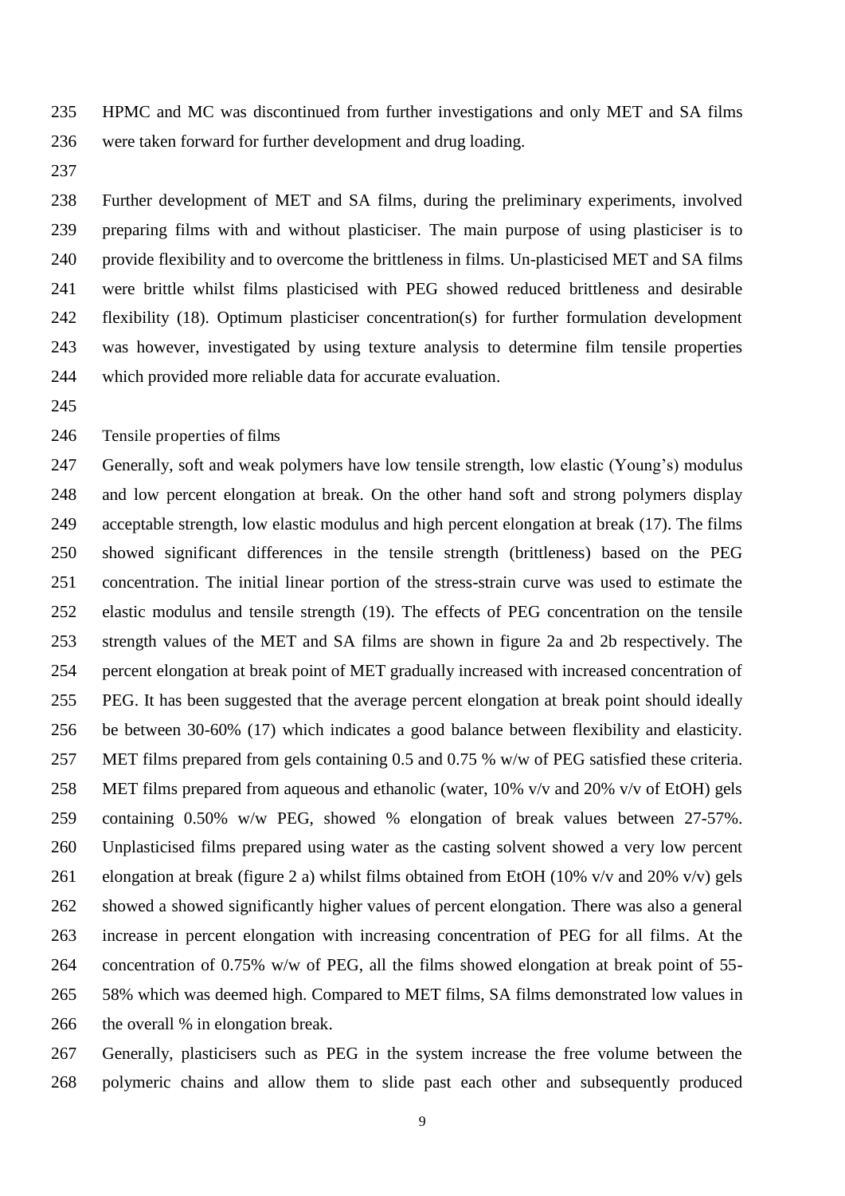HPMC and MC was discontinued from further investigations and only MET and SA films were taken forward for further development and drug loading.

Further development of MET and SA films, during the preliminary experiments, involved preparing films with and without plasticiser. The main purpose of using plasticiser is to provide flexibility and to overcome the brittleness in films. Un-plasticised MET and SA films were brittle whilst films plasticised with PEG showed reduced brittleness and desirable flexibility (18). Optimum plasticiser concentration(s) for further formulation development was however, investigated by using texture analysis to determine film tensile properties which provided more reliable data for accurate evaluation.

## Tensile properties of films

Generally, soft and weak polymers have low tensile strength, low elastic (Young's) modulus and low percent elongation at break. On the other hand soft and strong polymers display acceptable strength, low elastic modulus and high percent elongation at break (17). The films showed significant differences in the tensile strength (brittleness) based on the PEG concentration. The initial linear portion of the stress-strain curve was used to estimate the elastic modulus and tensile strength (19). The effects of PEG concentration on the tensile strength values of the MET and SA films are shown in figure 2a and 2b respectively. The percent elongation at break point of MET gradually increased with increased concentration of PEG. It has been suggested that the average percent elongation at break point should ideally be between 30-60% (17) which indicates a good balance between flexibility and elasticity. MET films prepared from gels containing 0.5 and 0.75 % w/w of PEG satisfied these criteria. MET films prepared from aqueous and ethanolic (water, 10% v/v and 20% v/v of EtOH) gels containing 0.50% w/w PEG, showed % elongation of break values between 27-57%. Unplasticised films prepared using water as the casting solvent showed a very low percent elongation at break (figure 2 a) whilst films obtained from EtOH (10% v/v and 20% v/v) gels showed a showed significantly higher values of percent elongation. There was also a general increase in percent elongation with increasing concentration of PEG for all films. At the concentration of 0.75% w/w of PEG, all the films showed elongation at break point of 55-58% which was deemed high. Compared to MET films, SA films demonstrated low values in the overall % in elongation break.

Generally, plasticisers such as PEG in the system increase the free volume between the polymeric chains and allow them to slide past each other and subsequently produced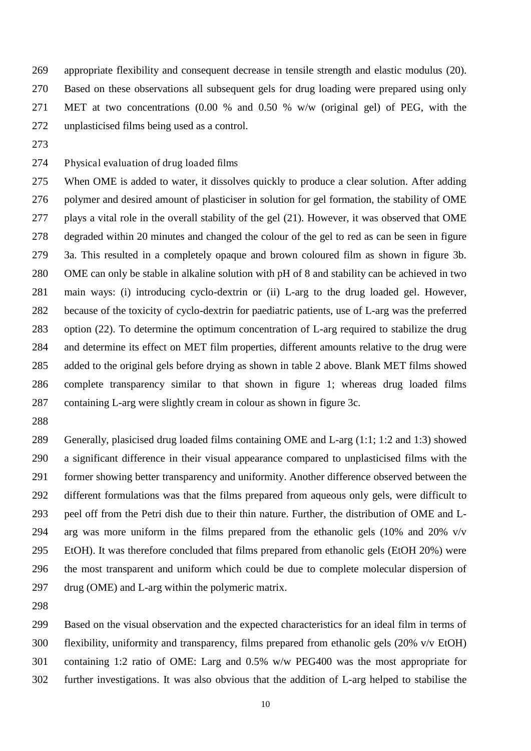appropriate flexibility and consequent decrease in tensile strength and elastic modulus (20). Based on these observations all subsequent gels for drug loading were prepared using only MET at two concentrations (0.00 % and 0.50 % w/w (original gel) of PEG, with the unplasticised films being used as a control.

## Physical evaluation of drug loaded films

When OME is added to water, it dissolves quickly to produce a clear solution. After adding polymer and desired amount of plasticiser in solution for gel formation, the stability of OME plays a vital role in the overall stability of the gel (21). However, it was observed that OME degraded within 20 minutes and changed the colour of the gel to red as can be seen in figure 3a. This resulted in a completely opaque and brown coloured film as shown in figure 3b. OME can only be stable in alkaline solution with pH of 8 and stability can be achieved in two main ways: (i) introducing cyclo-dextrin or (ii) L-arg to the drug loaded gel. However, because of the toxicity of cyclo-dextrin for paediatric patients, use of L-arg was the preferred option (22). To determine the optimum concentration of L-arg required to stabilize the drug and determine its effect on MET film properties, different amounts relative to the drug were added to the original gels before drying as shown in table 2 above. Blank MET films showed complete transparency similar to that shown in figure 1; whereas drug loaded films containing L-arg were slightly cream in colour as shown in figure 3c.

Generally, plasicised drug loaded films containing OME and L-arg (1:1; 1:2 and 1:3) showed a significant difference in their visual appearance compared to unplasticised films with the former showing better transparency and uniformity. Another difference observed between the different formulations was that the films prepared from aqueous only gels, were difficult to peel off from the Petri dish due to their thin nature. Further, the distribution of OME and L-arg was more uniform in the films prepared from the ethanolic gels (10% and 20% v/v EtOH). It was therefore concluded that films prepared from ethanolic gels (EtOH 20%) were the most transparent and uniform which could be due to complete molecular dispersion of drug (OME) and L-arg within the polymeric matrix.

Based on the visual observation and the expected characteristics for an ideal film in terms of flexibility, uniformity and transparency, films prepared from ethanolic gels (20% v/v EtOH) containing 1:2 ratio of OME: Larg and 0.5% w/w PEG400 was the most appropriate for further investigations. It was also obvious that the addition of L-arg helped to stabilise the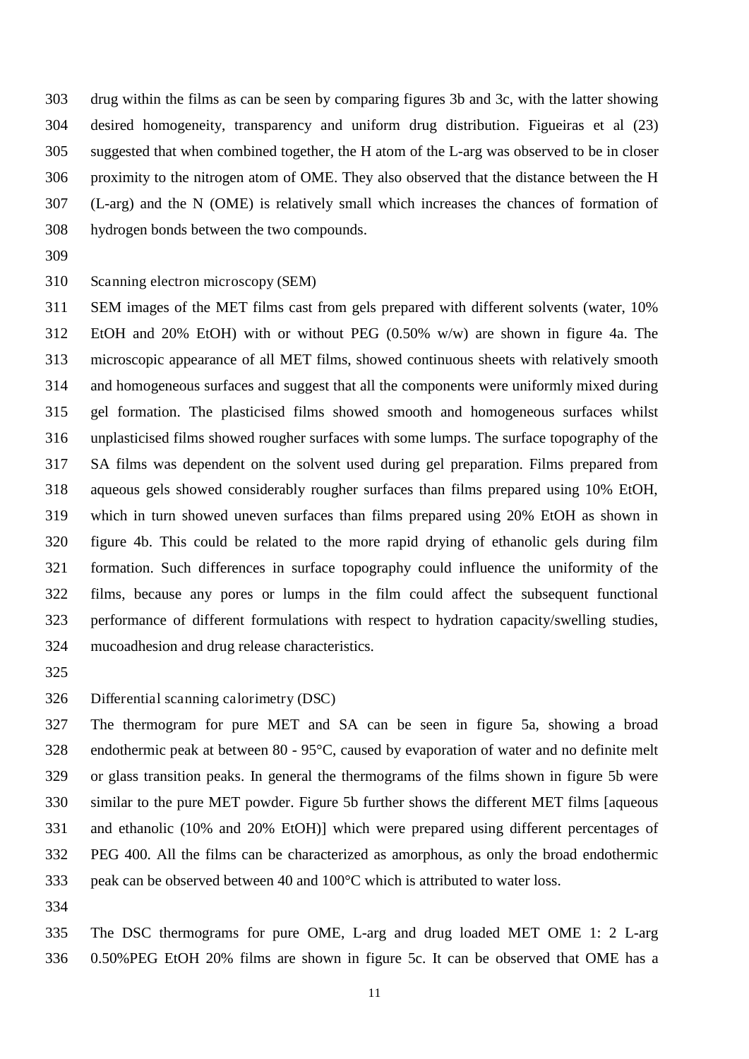drug within the films as can be seen by comparing figures 3b and 3c, with the latter showing desired homogeneity, transparency and uniform drug distribution. Figueiras et al (23) suggested that when combined together, the H atom of the L-arg was observed to be in closer proximity to the nitrogen atom of OME. They also observed that the distance between the H (L-arg) and the N (OME) is relatively small which increases the chances of formation of hydrogen bonds between the two compounds.

### Scanning electron microscopy (SEM)

SEM images of the MET films cast from gels prepared with different solvents (water, 10% EtOH and 20% EtOH) with or without PEG (0.50% w/w) are shown in figure 4a. The microscopic appearance of all MET films, showed continuous sheets with relatively smooth and homogeneous surfaces and suggest that all the components were uniformly mixed during gel formation. The plasticised films showed smooth and homogeneous surfaces whilst unplasticised films showed rougher surfaces with some lumps. The surface topography of the SA films was dependent on the solvent used during gel preparation. Films prepared from aqueous gels showed considerably rougher surfaces than films prepared using 10% EtOH, which in turn showed uneven surfaces than films prepared using 20% EtOH as shown in figure 4b. This could be related to the more rapid drying of ethanolic gels during film formation. Such differences in surface topography could influence the uniformity of the films, because any pores or lumps in the film could affect the subsequent functional performance of different formulations with respect to hydration capacity/swelling studies, mucoadhesion and drug release characteristics.

### Differential scanning calorimetry (DSC)

The thermogram for pure MET and SA can be seen in figure 5a, showing a broad endothermic peak at between 80 - 95°C, caused by evaporation of water and no definite melt or glass transition peaks. In general the thermograms of the films shown in figure 5b were similar to the pure MET powder. Figure 5b further shows the different MET films [aqueous and ethanolic (10% and 20% EtOH)] which were prepared using different percentages of PEG 400. All the films can be characterized as amorphous, as only the broad endothermic peak can be observed between 40 and 100°C which is attributed to water loss.

The DSC thermograms for pure OME, L-arg and drug loaded MET OME 1: 2 L-arg 0.50%PEG EtOH 20% films are shown in figure 5c. It can be observed that OME has a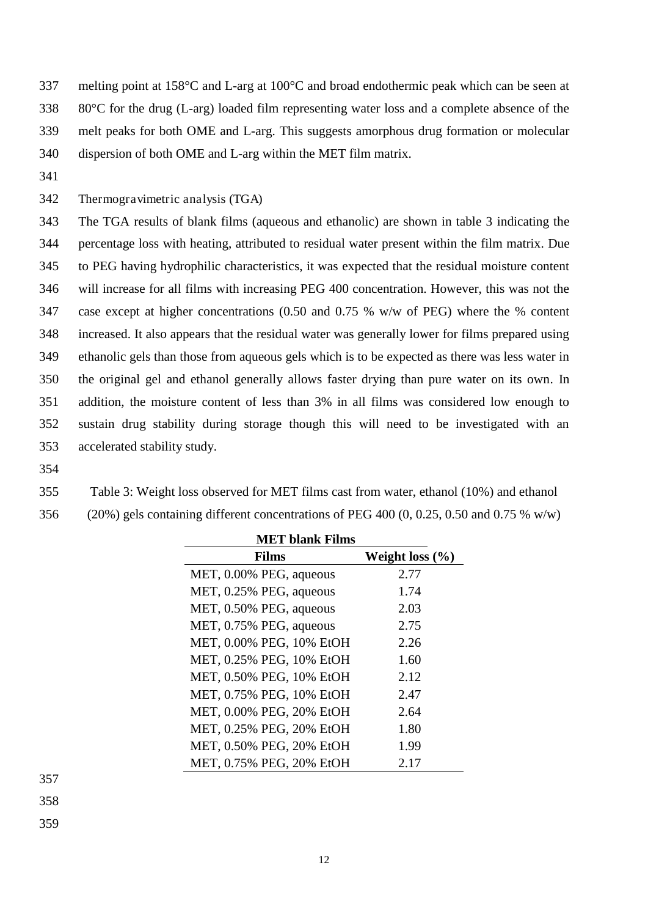melting point at 158°C and L-arg at 100°C and broad endothermic peak which can be seen at 80°C for the drug (L-arg) loaded film representing water loss and a complete absence of the melt peaks for both OME and L-arg. This suggests amorphous drug formation or molecular dispersion of both OME and L-arg within the MET film matrix.

Thermogravimetric analysis (TGA)

The TGA results of blank films (aqueous and ethanolic) are shown in table 3 indicating the percentage loss with heating, attributed to residual water present within the film matrix. Due to PEG having hydrophilic characteristics, it was expected that the residual moisture content will increase for all films with increasing PEG 400 concentration. However, this was not the case except at higher concentrations (0.50 and 0.75 % w/w of PEG) where the % content increased. It also appears that the residual water was generally lower for films prepared using ethanolic gels than those from aqueous gels which is to be expected as there was less water in the original gel and ethanol generally allows faster drying than pure water on its own. In addition, the moisture content of less than 3% in all films was considered low enough to sustain drug stability during storage though this will need to be investigated with an accelerated stability study.

Table 3: Weight loss observed for MET films cast from water, ethanol (10%) and ethanol (20%) gels containing different concentrations of PEG 400 (0, 0.25, 0.50 and 0.75 % w/w)

| **MET blank Films** | |
|---|---|
| **Films** | **Weight loss (%)** |
| MET, 0.00% PEG, aqueous | 2.77 |
| MET, 0.25% PEG, aqueous | 1.74 |
| MET, 0.50% PEG, aqueous | 2.03 |
| MET, 0.75% PEG, aqueous | 2.75 |
| MET, 0.00% PEG, 10% EtOH | 2.26 |
| MET, 0.25% PEG, 10% EtOH | 1.60 |
| MET, 0.50% PEG, 10% EtOH | 2.12 |
| MET, 0.75% PEG, 10% EtOH | 2.47 |
| MET, 0.00% PEG, 20% EtOH | 2.64 |
| MET, 0.25% PEG, 20% EtOH | 1.80 |
| MET, 0.50% PEG, 20% EtOH | 1.99 |
| MET, 0.75% PEG, 20% EtOH | 2.17 |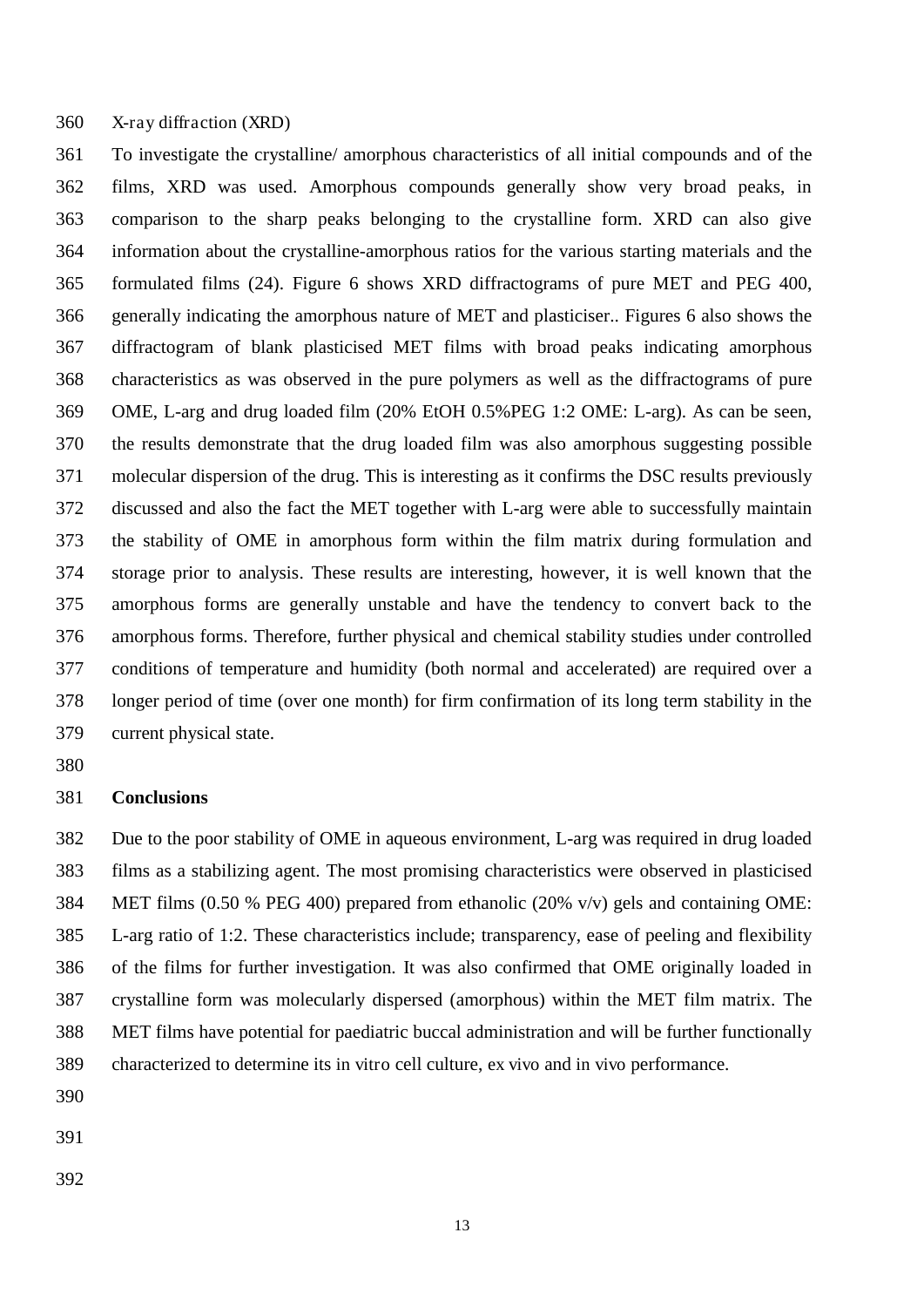X-ray diffraction (XRD)

To investigate the crystalline/ amorphous characteristics of all initial compounds and of the films, XRD was used. Amorphous compounds generally show very broad peaks, in comparison to the sharp peaks belonging to the crystalline form. XRD can also give information about the crystalline-amorphous ratios for the various starting materials and the formulated films (24). Figure 6 shows XRD diffractograms of pure MET and PEG 400, generally indicating the amorphous nature of MET and plasticiser.. Figures 6 also shows the diffractogram of blank plasticised MET films with broad peaks indicating amorphous characteristics as was observed in the pure polymers as well as the diffractograms of pure OME, L-arg and drug loaded film (20% EtOH 0.5%PEG 1:2 OME: L-arg). As can be seen, the results demonstrate that the drug loaded film was also amorphous suggesting possible molecular dispersion of the drug. This is interesting as it confirms the DSC results previously discussed and also the fact the MET together with L-arg were able to successfully maintain the stability of OME in amorphous form within the film matrix during formulation and storage prior to analysis. These results are interesting, however, it is well known that the amorphous forms are generally unstable and have the tendency to convert back to the amorphous forms. Therefore, further physical and chemical stability studies under controlled conditions of temperature and humidity (both normal and accelerated) are required over a longer period of time (over one month) for firm confirmation of its long term stability in the current physical state.

## Conclusions

Due to the poor stability of OME in aqueous environment, L-arg was required in drug loaded films as a stabilizing agent. The most promising characteristics were observed in plasticised MET films (0.50 % PEG 400) prepared from ethanolic (20% v/v) gels and containing OME: L-arg ratio of 1:2. These characteristics include; transparency, ease of peeling and flexibility of the films for further investigation. It was also confirmed that OME originally loaded in crystalline form was molecularly dispersed (amorphous) within the MET film matrix. The MET films have potential for paediatric buccal administration and will be further functionally characterized to determine its in vitro cell culture, ex vivo and in vivo performance.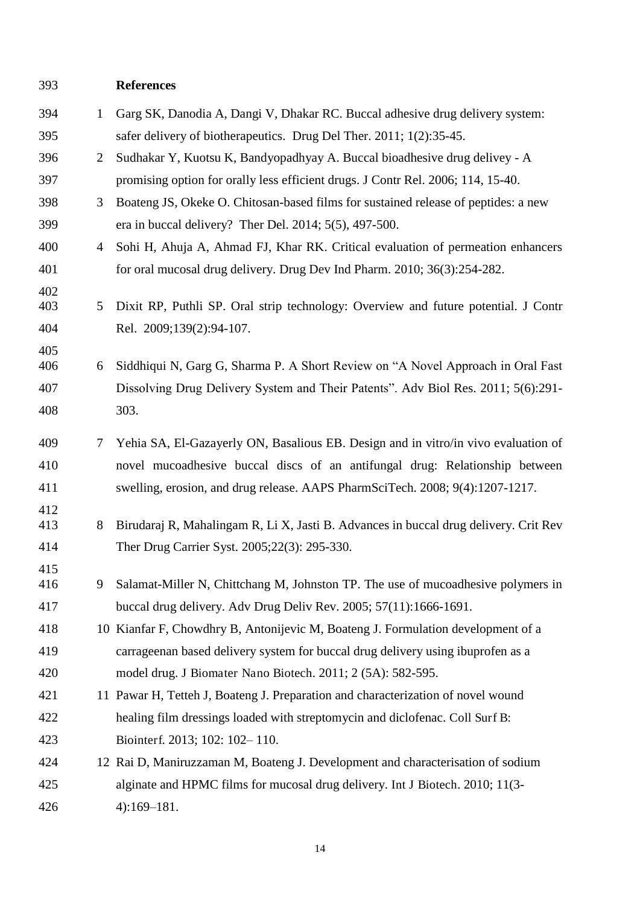## References

1. Garg SK, Danodia A, Dangi V, Dhakar RC. Buccal adhesive drug delivery system: safer delivery of biotherapeutics. Drug Del Ther. 2011; 1(2):35-45.
2. Sudhakar Y, Kuotsu K, Bandyopadhyay A. Buccal bioadhesive drug delivey - A promising option for orally less efficient drugs. J Contr Rel. 2006; 114, 15-40.
3. Boateng JS, Okeke O. Chitosan-based films for sustained release of peptides: a new era in buccal delivery? Ther Del. 2014; 5(5), 497-500.
4. Sohi H, Ahuja A, Ahmad FJ, Khar RK. Critical evaluation of permeation enhancers for oral mucosal drug delivery. Drug Dev Ind Pharm. 2010; 36(3):254-282.
5. Dixit RP, Puthli SP. Oral strip technology: Overview and future potential. J Contr Rel. 2009;139(2):94-107.
6. Siddhiqui N, Garg G, Sharma P. A Short Review on "A Novel Approach in Oral Fast Dissolving Drug Delivery System and Their Patents". Adv Biol Res. 2011; 5(6):291-303.
7. Yehia SA, El-Gazayerly ON, Basalious EB. Design and in vitro/in vivo evaluation of novel mucoadhesive buccal discs of an antifungal drug: Relationship between swelling, erosion, and drug release. AAPS PharmSciTech. 2008; 9(4):1207-1217.
8. Birudaraj R, Mahalingam R, Li X, Jasti B. Advances in buccal drug delivery. Crit Rev Ther Drug Carrier Syst. 2005;22(3): 295-330.
9. Salamat-Miller N, Chittchang M, Johnston TP. The use of mucoadhesive polymers in buccal drug delivery. Adv Drug Deliv Rev. 2005; 57(11):1666-1691.
10. Kianfar F, Chowdhry B, Antonijevic M, Boateng J. Formulation development of a carrageenan based delivery system for buccal drug delivery using ibuprofen as a model drug. J Biomater Nano Biotech. 2011; 2 (5A): 582-595.
11. Pawar H, Tetteh J, Boateng J. Preparation and characterization of novel wound healing film dressings loaded with streptomycin and diclofenac. Coll Surf B: Biointerf. 2013; 102: 102– 110.
12. Rai D, Maniruzzaman M, Boateng J. Development and characterisation of sodium alginate and HPMC films for mucosal drug delivery. Int J Biotech. 2010; 11(3-4):169–181.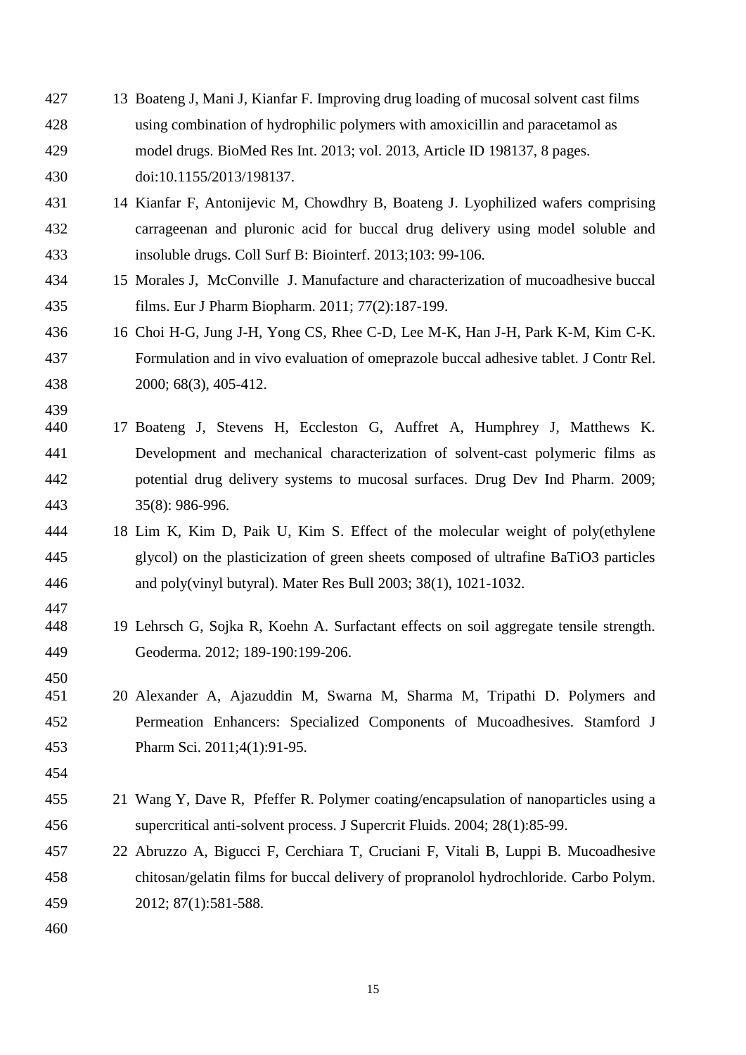13 Boateng J, Mani J, Kianfar F. Improving drug loading of mucosal solvent cast films using combination of hydrophilic polymers with amoxicillin and paracetamol as model drugs. BioMed Res Int. 2013; vol. 2013, Article ID 198137, 8 pages. doi:10.1155/2013/198137.

14 Kianfar F, Antonijevic M, Chowdhry B, Boateng J. Lyophilized wafers comprising carrageenan and pluronic acid for buccal drug delivery using model soluble and insoluble drugs. Coll Surf B: Biointerf. 2013;103: 99-106.

15 Morales J, McConville J. Manufacture and characterization of mucoadhesive buccal films. Eur J Pharm Biopharm. 2011; 77(2):187-199.

16 Choi H-G, Jung J-H, Yong CS, Rhee C-D, Lee M-K, Han J-H, Park K-M, Kim C-K. Formulation and in vivo evaluation of omeprazole buccal adhesive tablet. J Contr Rel. 2000; 68(3), 405-412.

17 Boateng J, Stevens H, Eccleston G, Auffret A, Humphrey J, Matthews K. Development and mechanical characterization of solvent-cast polymeric films as potential drug delivery systems to mucosal surfaces. Drug Dev Ind Pharm. 2009; 35(8): 986-996.

18 Lim K, Kim D, Paik U, Kim S. Effect of the molecular weight of poly(ethylene glycol) on the plasticization of green sheets composed of ultrafine $BaTiO_3$ particles and poly(vinyl butyral). Mater Res Bull 2003; 38(1), 1021-1032.

19 Lehrsch G, Sojka R, Koehn A. Surfactant effects on soil aggregate tensile strength. Geoderma. 2012; 189-190:199-206.

20 Alexander A, Ajazuddin M, Swarna M, Sharma M, Tripathi D. Polymers and Permeation Enhancers: Specialized Components of Mucoadhesives. Stamford J Pharm Sci. 2011;4(1):91-95.

21 Wang Y, Dave R, Pfeffer R. Polymer coating/encapsulation of nanoparticles using a supercritical anti-solvent process. J Supercrit Fluids. 2004; 28(1):85-99.

22 Abruzzo A, Bigucci F, Cerchiara T, Cruciani F, Vitali B, Luppi B. Mucoadhesive chitosan/gelatin films for buccal delivery of propranolol hydrochloride. Carbo Polym. 2012; 87(1):581-588.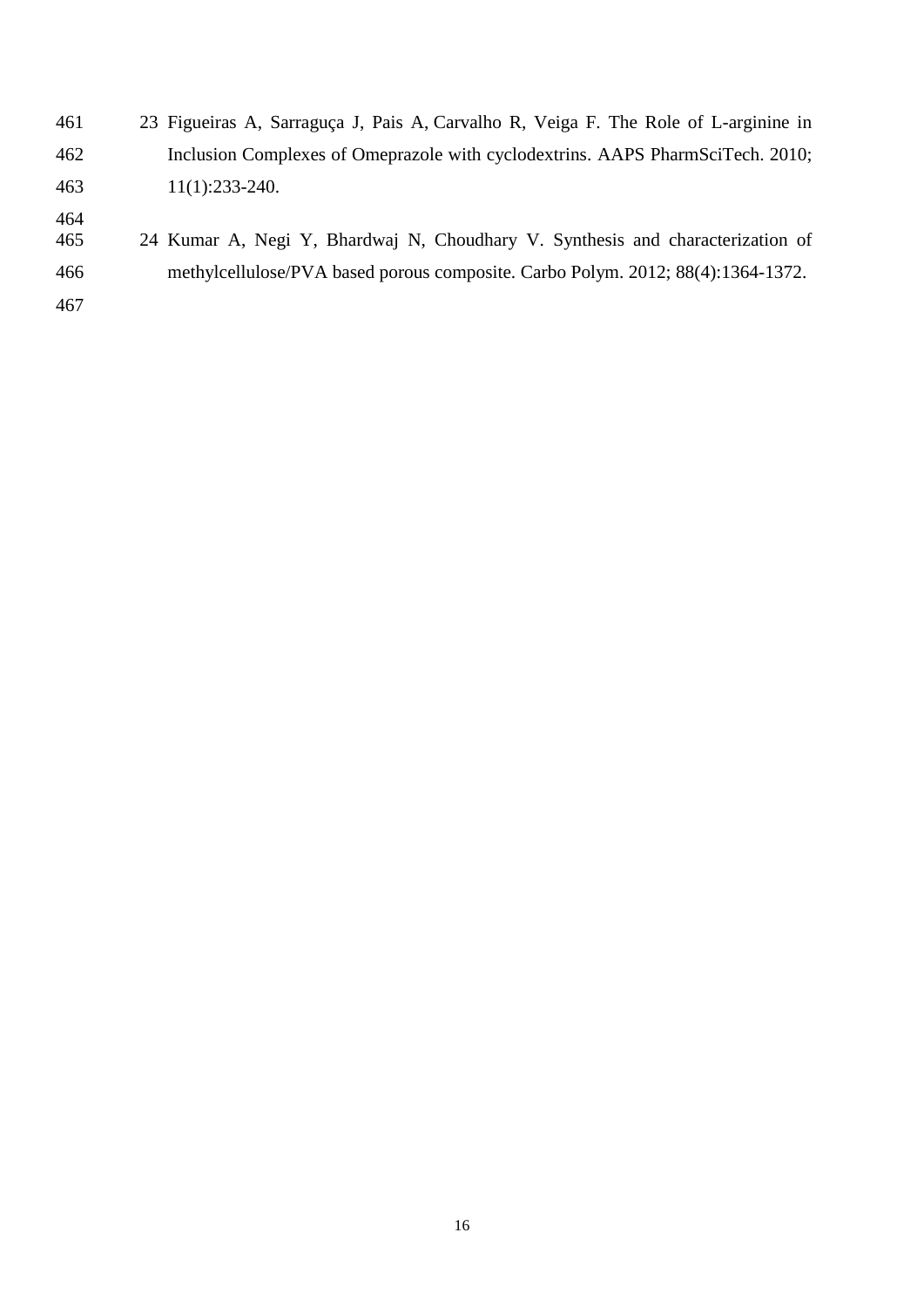23 Figueiras A, Sarraguça J, Pais A, Carvalho R, Veiga F. The Role of L-arginine in Inclusion Complexes of Omeprazole with cyclodextrins. AAPS PharmSciTech. 2010; 11(1):233-240.

24 Kumar A, Negi Y, Bhardwaj N, Choudhary V. Synthesis and characterization of methylcellulose/PVA based porous composite. Carbo Polym. 2012; 88(4):1364-1372.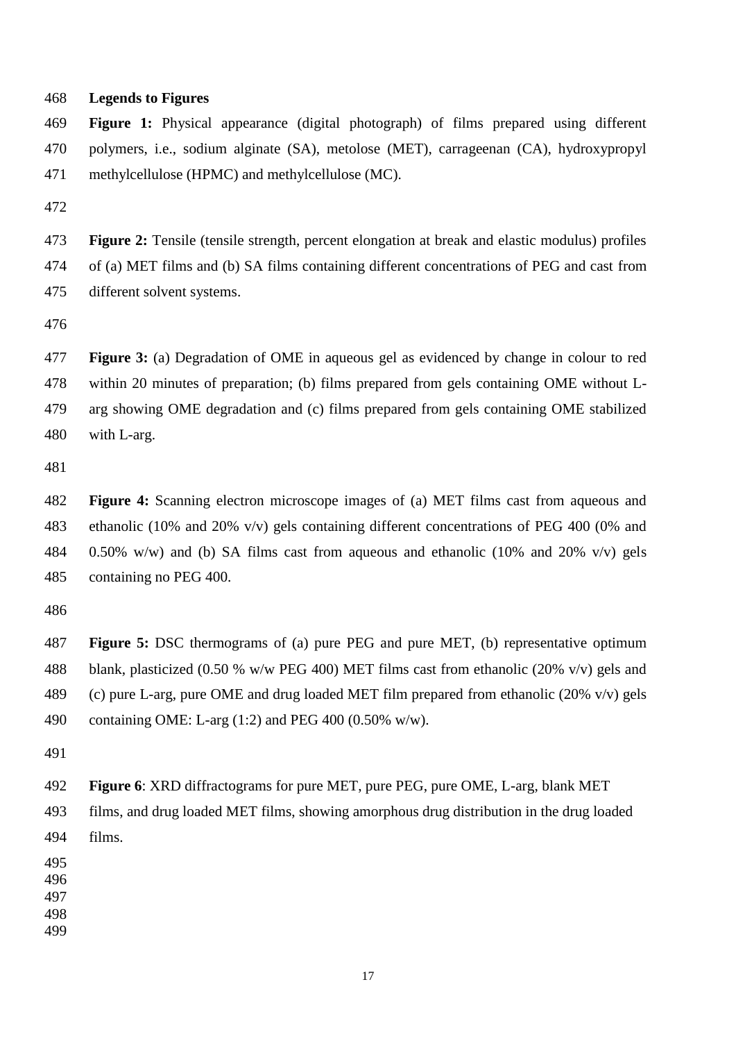## Legends to Figures

**Figure 1:** Physical appearance (digital photograph) of films prepared using different polymers, i.e., sodium alginate (SA), metolose (MET), carrageenan (CA), hydroxypropyl methylcellulose (HPMC) and methylcellulose (MC).

**Figure 2:** Tensile (tensile strength, percent elongation at break and elastic modulus) profiles of (a) MET films and (b) SA films containing different concentrations of PEG and cast from different solvent systems.

**Figure 3:** (a) Degradation of OME in aqueous gel as evidenced by change in colour to red within 20 minutes of preparation; (b) films prepared from gels containing OME without L-arg showing OME degradation and (c) films prepared from gels containing OME stabilized with L-arg.

**Figure 4:** Scanning electron microscope images of (a) MET films cast from aqueous and ethanolic (10% and 20% v/v) gels containing different concentrations of PEG 400 (0% and 0.50% w/w) and (b) SA films cast from aqueous and ethanolic (10% and 20% v/v) gels containing no PEG 400.

**Figure 5:** DSC thermograms of (a) pure PEG and pure MET, (b) representative optimum blank, plasticized (0.50 % w/w PEG 400) MET films cast from ethanolic (20% v/v) gels and (c) pure L-arg, pure OME and drug loaded MET film prepared from ethanolic (20% v/v) gels containing OME: L-arg (1:2) and PEG 400 (0.50% w/w).

**Figure 6**: XRD diffractograms for pure MET, pure PEG, pure OME, L-arg, blank MET films, and drug loaded MET films, showing amorphous drug distribution in the drug loaded films.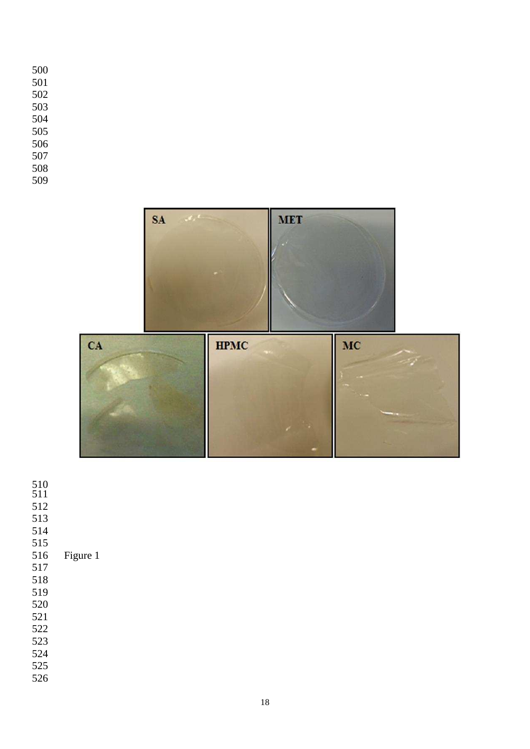Figure 1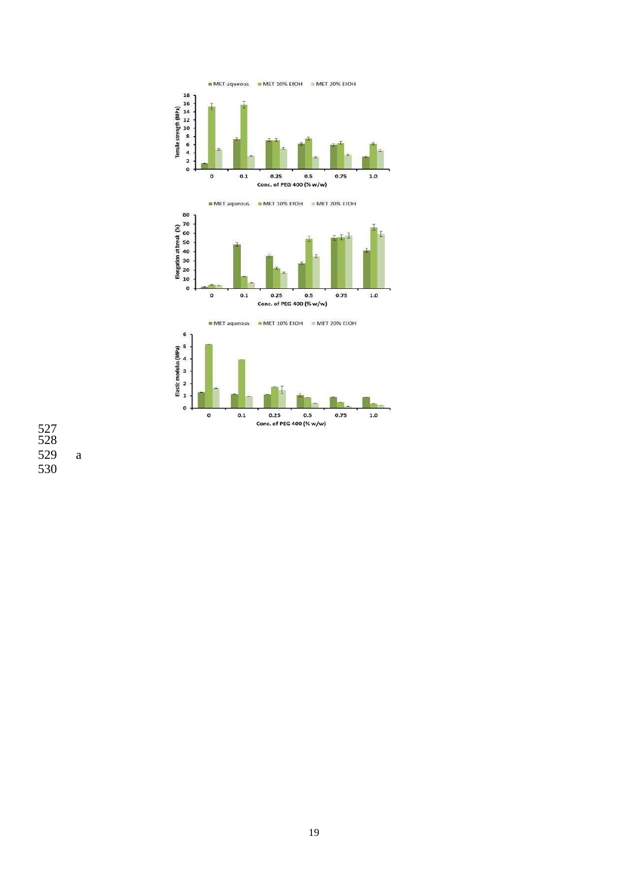MET aqueous | MET 10% EtOH | MET 20% EtOH

Tensile strength (MPa)

Conc. of PEG 400 (% w/w)

MET aqueous | MET 10% EtOH | MET 20% EtOH

Elongation at break (%)

Conc. of PEG 400 (% w/w)

MET aqueous | MET 10% EtOH | MET 20% EtOH

Elastic modulus (MPa)

Conc. of PEG 400 (% w/w)

a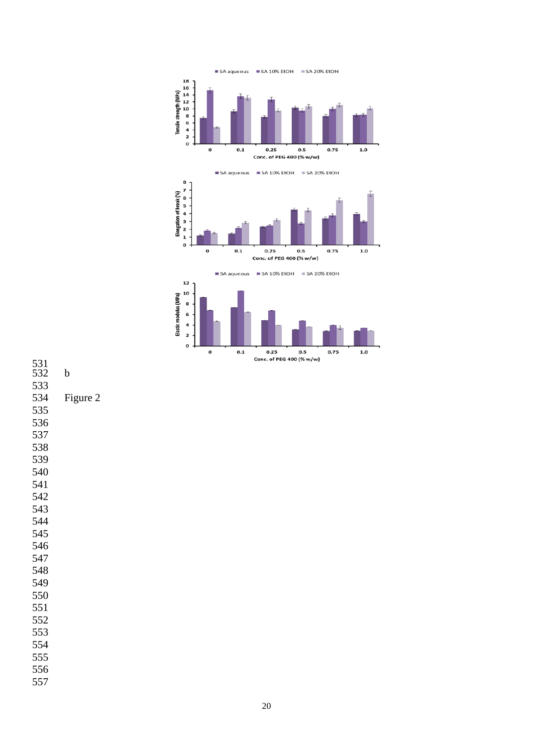b

Figure 2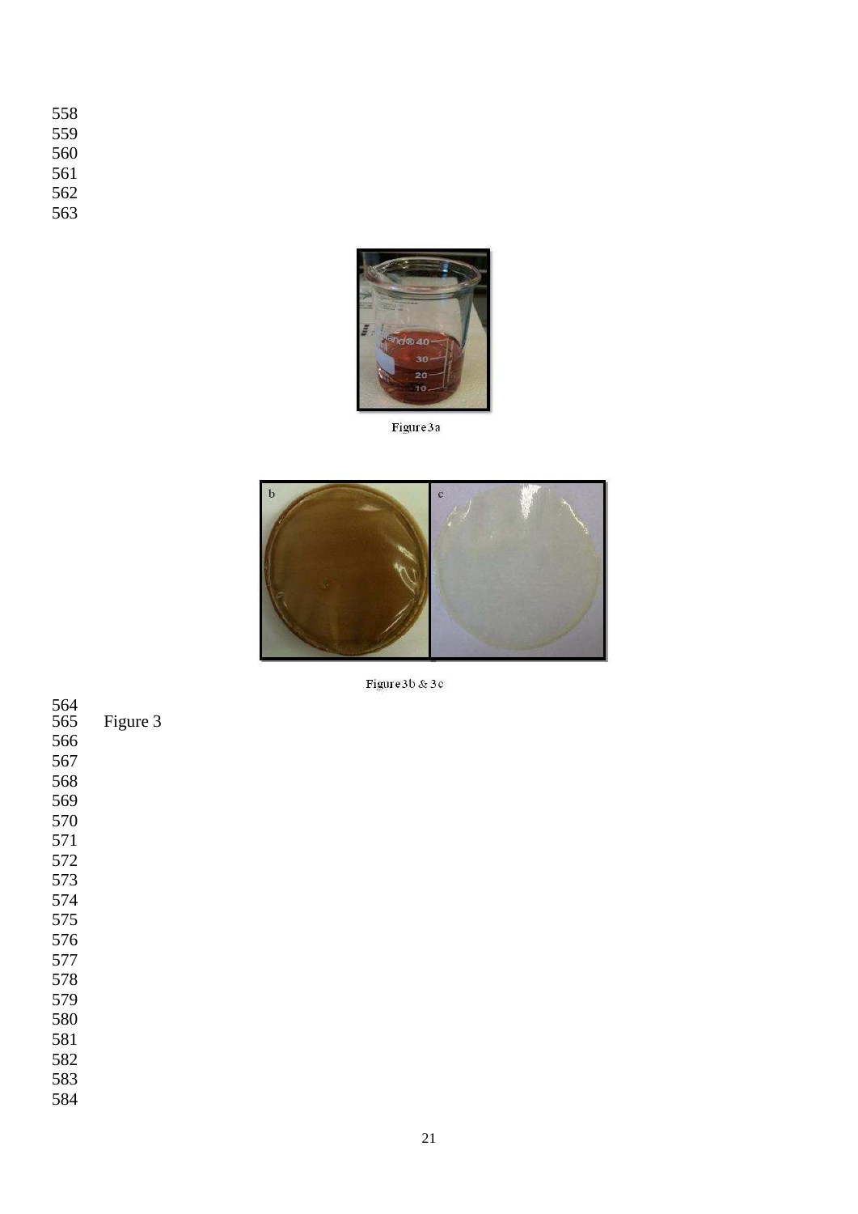Figure3a

Figure3b & 3c

Figure 3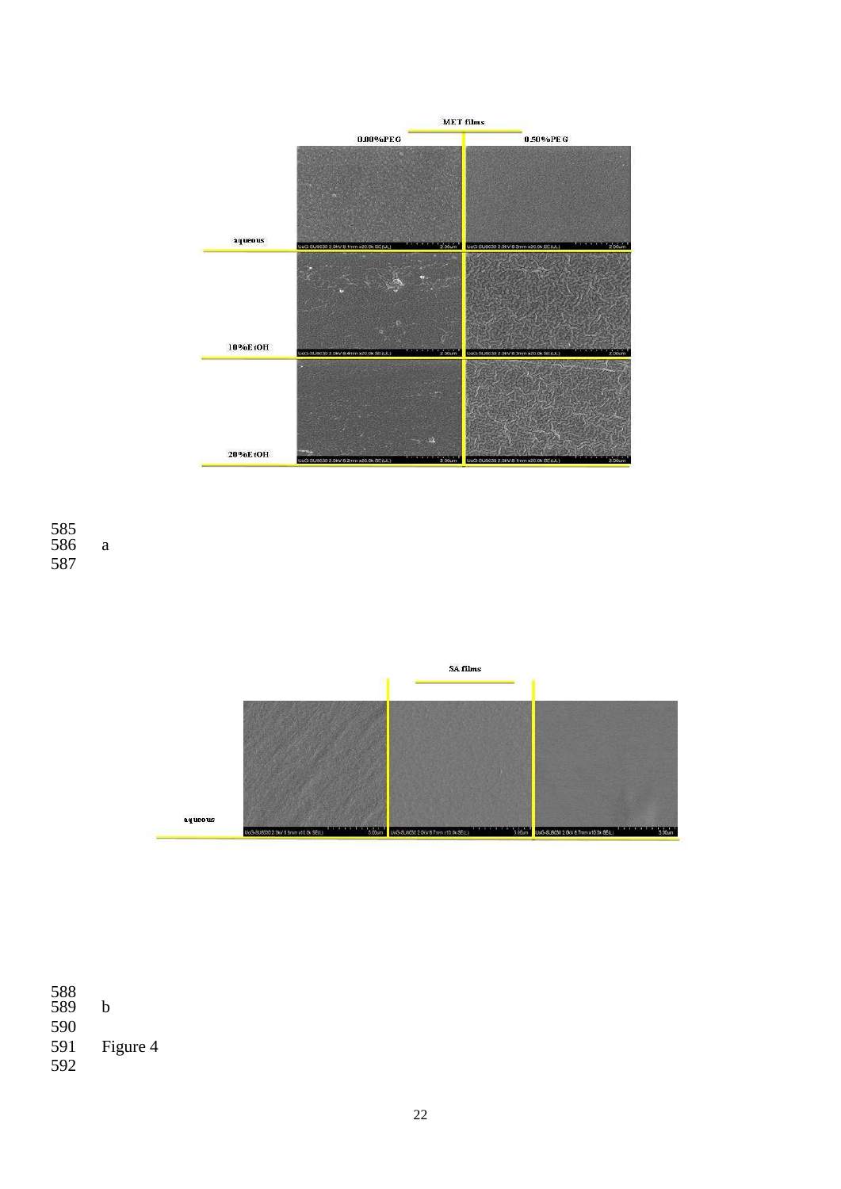MET films

0.00%PEG | 0.50%PEG

aqueous

10%EtOH

20%EtOH

a

SA films

aqueous

b

Figure 4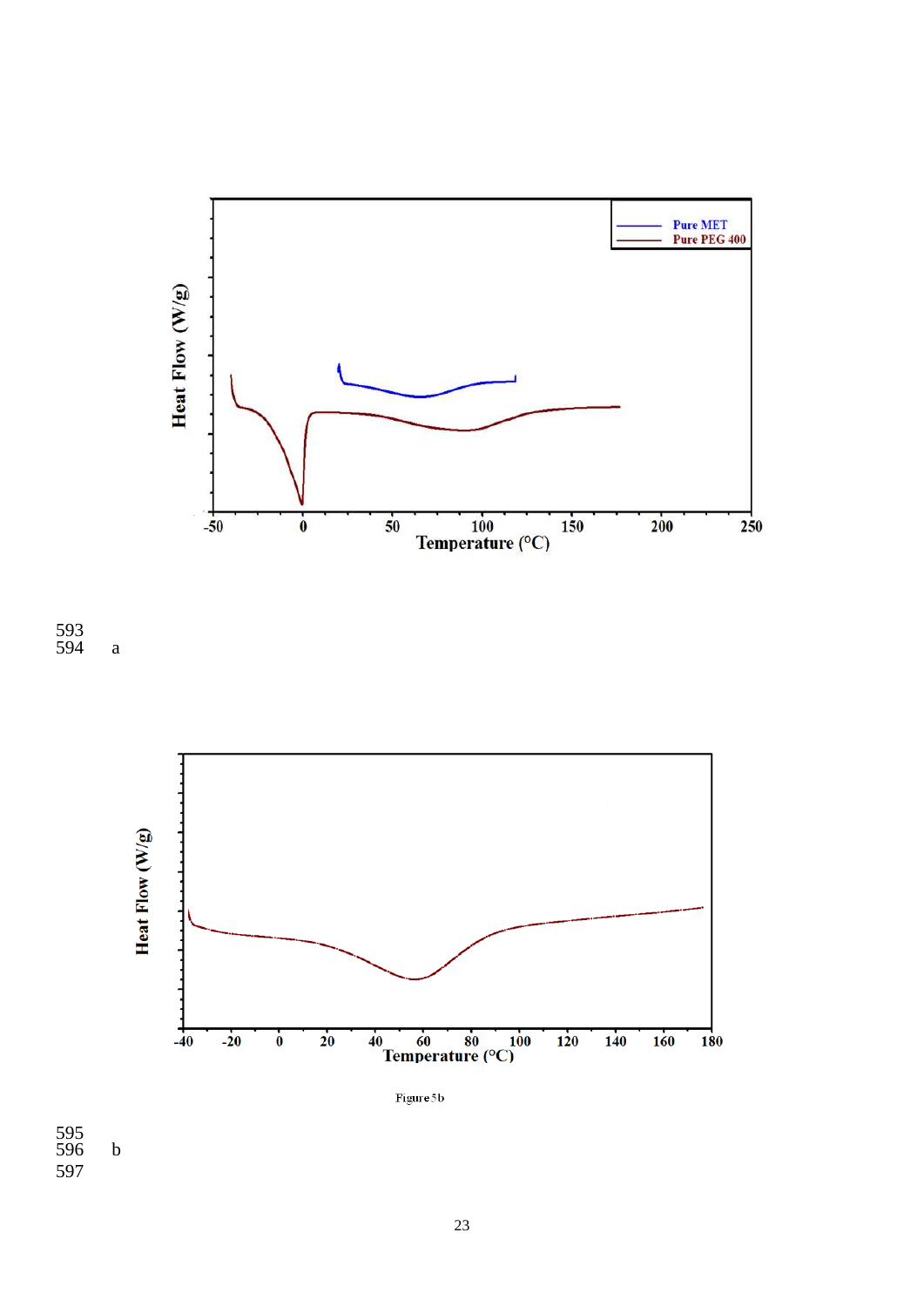a

Figure 5b

b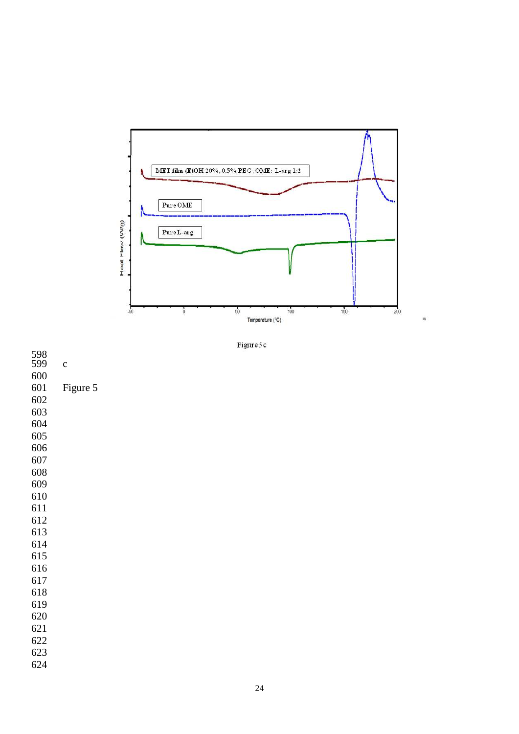Figure 5 c

c

Figure 5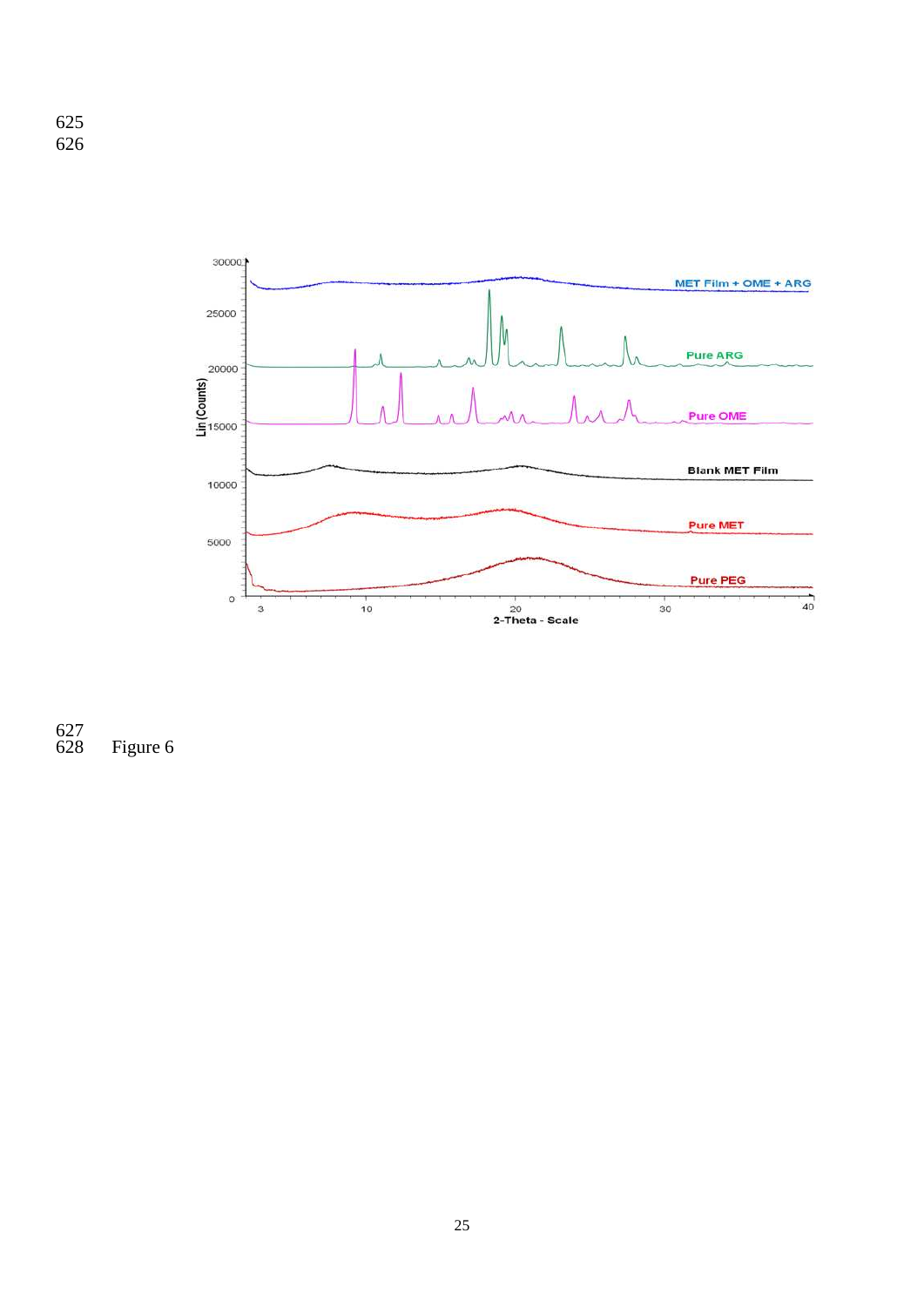30000

25000

20000

15000

10000

5000

0

Lin (Counts)

3

10

20

30

40

2-Theta - Scale

MET Film + OME + ARG

Pure ARG

Pure OME

Blank MET Film

Pure MET

Pure PEG

Figure 6